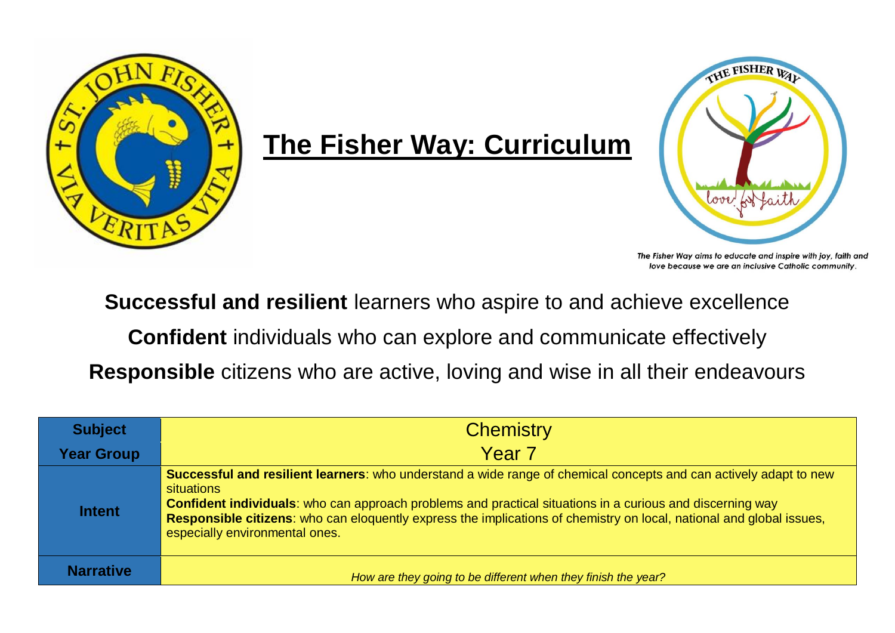# The Fisher Way: Curriculum

*The Fisher Way aims to educate and inspire with joy, faith and love because we are an inclusive Catholic community.*

**Successful and resilient** learners who aspire to and achieve excellence

**Confident** individuals who can explore and communicate effectively

**Responsible** citizens who are active, loving and wise in all their endeavours

| **Subject** | Chemistry |
|---|---|
| **Year Group** | Year 7 |
| **Intent** | **Successful and resilient learners**: who understand a wide range of chemical concepts and can actively adapt to new situations<br>**Confident individuals**: who can approach problems and practical situations in a curious and discerning way<br>**Responsible citizens**: who can eloquently express the implications of chemistry on local, national and global issues, especially environmental ones. |
| **Narrative** | *How are they going to be different when they finish the year?* |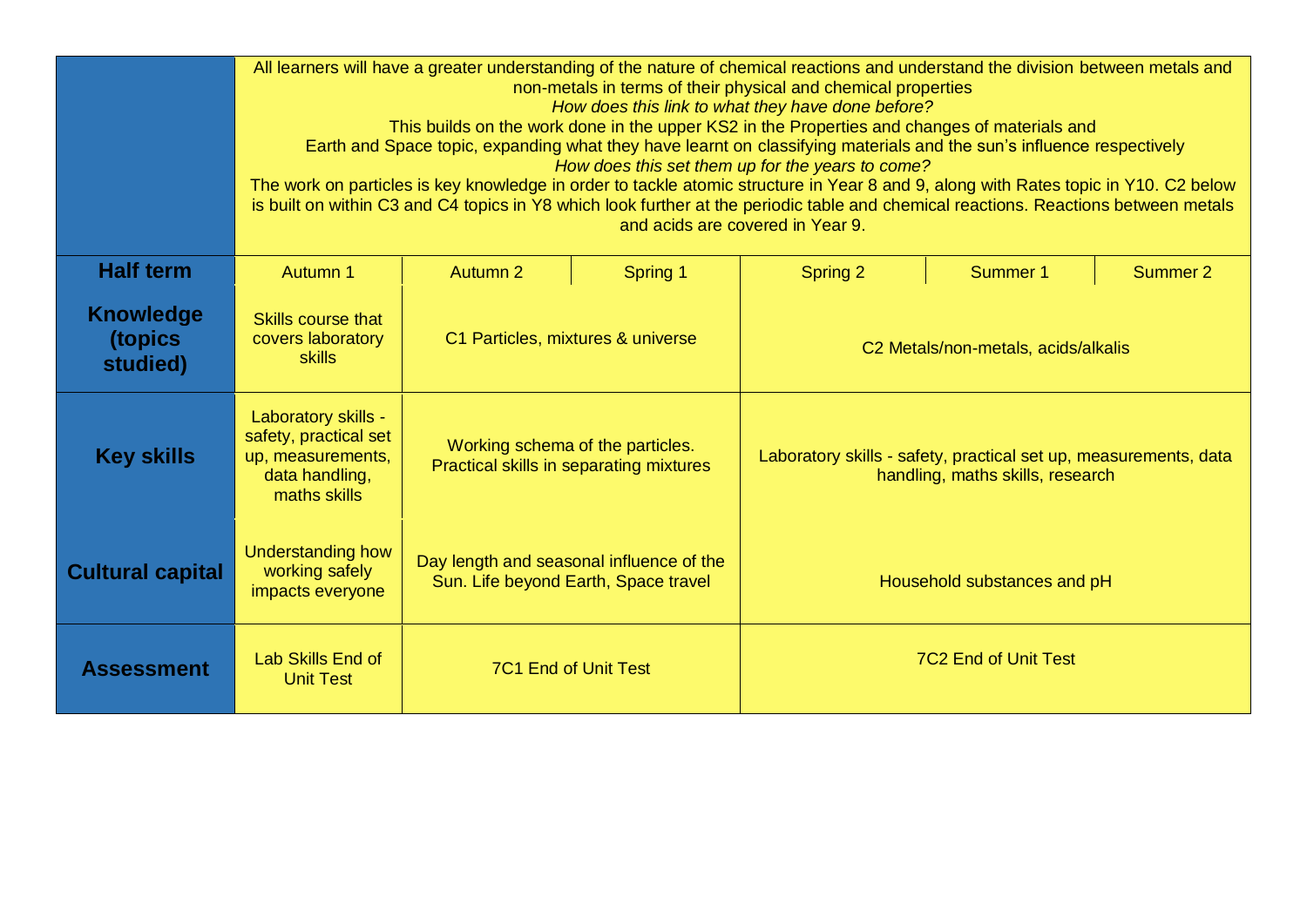| | | | | | | |
|---|---|---|---|---|---|---|
| | All learners will have a greater understanding of the nature of chemical reactions and understand the division between metals and non-metals in terms of their physical and chemical properties<br>*How does this link to what they have done before?*<br>This builds on the work done in the upper KS2 in the Properties and changes of materials and Earth and Space topic, expanding what they have learnt on classifying materials and the sun's influence respectively<br>*How does this set them up for the years to come?*<br>The work on particles is key knowledge in order to tackle atomic structure in Year 8 and 9, along with Rates topic in Y10. C2 below is built on within C3 and C4 topics in Y8 which look further at the periodic table and chemical reactions. Reactions between metals and acids are covered in Year 9. | | | | | |
| **Half term** | Autumn 1 | Autumn 2 | Spring 1 | Spring 2 | Summer 1 | Summer 2 |
| **Knowledge (topics studied)** | Skills course that covers laboratory skills | C1 Particles, mixtures & universe | | C2 Metals/non-metals, acids/alkalis | | |
| **Key skills** | Laboratory skills - safety, practical set up, measurements, data handling, maths skills | Working schema of the particles. Practical skills in separating mixtures | | Laboratory skills - safety, practical set up, measurements, data handling, maths skills, research | | |
| **Cultural capital** | Understanding how working safely impacts everyone | Day length and seasonal influence of the Sun. Life beyond Earth, Space travel | | Household substances and pH | | |
| **Assessment** | Lab Skills End of Unit Test | 7C1 End of Unit Test | | 7C2 End of Unit Test | | |